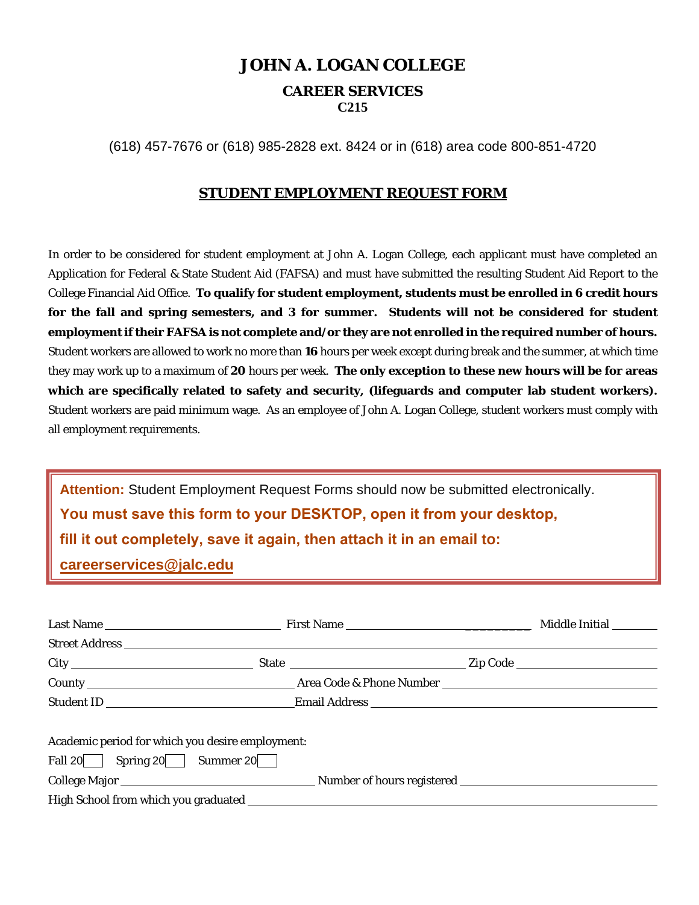# JOHN A. LOGAN COLLEGE

## CAREER SERVICES

**C215**

(618) 457-7676 or (618) 985-2828 ext. 8424 or in (618) area code 800-851-4720

## STUDENT EMPLOYMENT REQUEST FORM

In order to be considered for student employment at John A. Logan College, each applicant must have completed an Application for Federal & State Student Aid (FAFSA) and must have submitted the resulting Student Aid Report to the College Financial Aid Office. **To qualify for student employment, students must be enrolled in 6 credit hours for the fall and spring semesters, and 3 for summer. Students will not be considered for student employment if their FAFSA is not complete and/or they are not enrolled in the required number of hours.** Student workers are allowed to work no more than **16** hours per week except during break and the summer, at which time they may work up to a maximum of **20** hours per week. **The only exception to these new hours will be for areas which are specifically related to safety and security, (lifeguards and computer lab student workers).** Student workers are paid minimum wage. As an employee of John A. Logan College, student workers must comply with all employment requirements.

> **Attention:** Student Employment Request Forms should now be submitted electronically.
> **You must save this form to your DESKTOP, open it from your desktop, fill it out completely, save it again, then attach it in an email to: careerservices@jalc.edu**

Last Name ____________________ First Name ____________________ Middle Initial ______

Street Address ________________________________________

City ____________________ State ____________________ Zip Code ____________________

County ____________________ Area Code & Phone Number ____________________

Student ID ____________________ Email Address ____________________

Academic period for which you desire employment:

Fall 20☐ Spring 20☐ Summer 20☐

College Major ____________________ Number of hours registered ____________________

High School from which you graduated ________________________________________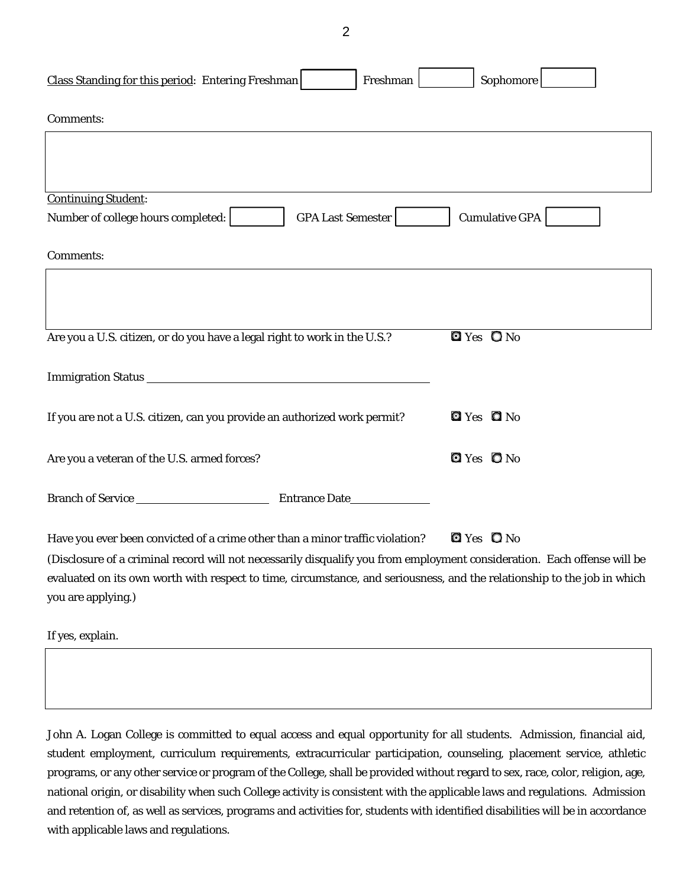<u>Class Standing for this period</u>: Entering Freshman [ ] Freshman [ ] Sophomore [ ]

Comments:

[ ]

<u>Continuing Student</u>:

Number of college hours completed: [ ] GPA Last Semester [ ] Cumulative GPA [ ]

Comments:

[ ]

Are you a U.S. citizen, or do you have a legal right to work in the U.S.? ◉ Yes ○ No

Immigration Status ______________________________

If you are not a U.S. citizen, can you provide an authorized work permit? ◉ Yes ○ No

Are you a veteran of the U.S. armed forces? ◉ Yes ○ No

Branch of Service ____________________ Entrance Date____________

Have you ever been convicted of a crime other than a minor traffic violation? ◉ Yes ○ No

(Disclosure of a criminal record will not necessarily disqualify you from employment consideration. Each offense will be evaluated on its own worth with respect to time, circumstance, and seriousness, and the relationship to the job in which you are applying.)

If yes, explain.

[ ]

John A. Logan College is committed to equal access and equal opportunity for all students. Admission, financial aid, student employment, curriculum requirements, extracurricular participation, counseling, placement service, athletic programs, or any other service or program of the College, shall be provided without regard to sex, race, color, religion, age, national origin, or disability when such College activity is consistent with the applicable laws and regulations. Admission and retention of, as well as services, programs and activities for, students with identified disabilities will be in accordance with applicable laws and regulations.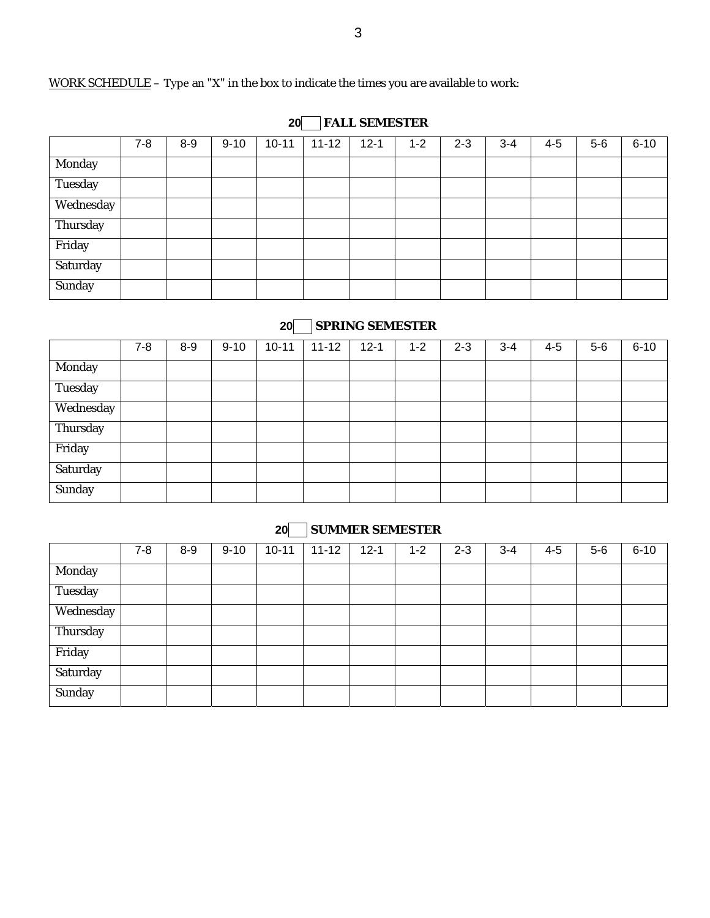<u>WORK SCHEDULE</u> – Type an "X" in the box to indicate the times you are available to work:

**20 ☐ FALL SEMESTER**

| | 7-8 | 8-9 | 9-10 | 10-11 | 11-12 | 12-1 | 1-2 | 2-3 | 3-4 | 4-5 | 5-6 | 6-10 |
|---|---|---|---|---|---|---|---|---|---|---|---|---|
| Monday | | | | | | | | | | | | |
| Tuesday | | | | | | | | | | | | |
| Wednesday | | | | | | | | | | | | |
| Thursday | | | | | | | | | | | | |
| Friday | | | | | | | | | | | | |
| Saturday | | | | | | | | | | | | |
| Sunday | | | | | | | | | | | | |

**20 ☐ SPRING SEMESTER**

| | 7-8 | 8-9 | 9-10 | 10-11 | 11-12 | 12-1 | 1-2 | 2-3 | 3-4 | 4-5 | 5-6 | 6-10 |
|---|---|---|---|---|---|---|---|---|---|---|---|---|
| Monday | | | | | | | | | | | | |
| Tuesday | | | | | | | | | | | | |
| Wednesday | | | | | | | | | | | | |
| Thursday | | | | | | | | | | | | |
| Friday | | | | | | | | | | | | |
| Saturday | | | | | | | | | | | | |
| Sunday | | | | | | | | | | | | |

**20 ☐ SUMMER SEMESTER**

| | 7-8 | 8-9 | 9-10 | 10-11 | 11-12 | 12-1 | 1-2 | 2-3 | 3-4 | 4-5 | 5-6 | 6-10 |
|---|---|---|---|---|---|---|---|---|---|---|---|---|
| Monday | | | | | | | | | | | | |
| Tuesday | | | | | | | | | | | | |
| Wednesday | | | | | | | | | | | | |
| Thursday | | | | | | | | | | | | |
| Friday | | | | | | | | | | | | |
| Saturday | | | | | | | | | | | | |
| Sunday | | | | | | | | | | | | |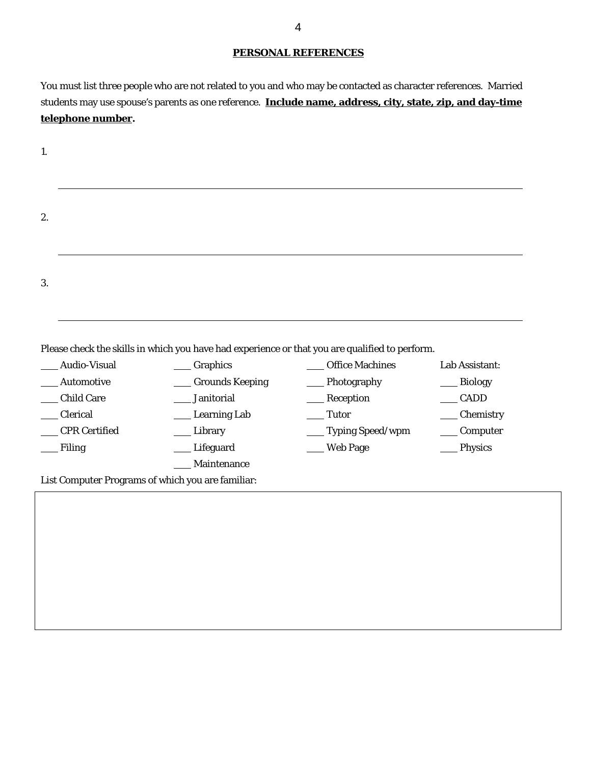## PERSONAL REFERENCES

You must list three people who are not related to you and who may be contacted as character references. Married students may use spouse's parents as one reference. **Include name, address, city, state, zip, and day-time telephone number.**

1.

_______________________________________________________________________________

2.

_______________________________________________________________________________

3.

_______________________________________________________________________________

Please check the skills in which you have had experience or that you are qualified to perform.

| | | | |
|---|---|---|---|
| ___ Audio-Visual | ___ Graphics | ___ Office Machines | Lab Assistant: |
| ___ Automotive | ___ Grounds Keeping | ___ Photography | ___ Biology |
| ___ Child Care | ___ Janitorial | ___ Reception | ___ CADD |
| ___ Clerical | ___ Learning Lab | ___ Tutor | ___ Chemistry |
| ___ CPR Certified | ___ Library | ___ Typing Speed/wpm | ___ Computer |
| ___ Filing | ___ Lifeguard | ___ Web Page | ___ Physics |
| | ___ Maintenance | | |

List Computer Programs of which you are familiar: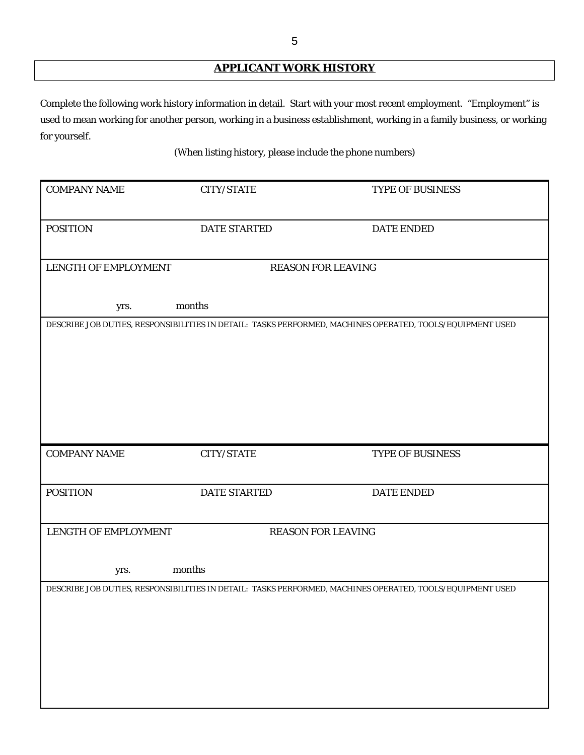## APPLICANT WORK HISTORY

Complete the following work history information <u>in detail</u>. Start with your most recent employment. "Employment" is used to mean working for another person, working in a business establishment, working in a family business, or working for yourself.

(When listing history, please include the phone numbers)

| COMPANY NAME | CITY/STATE | TYPE OF BUSINESS |
|---|---|---|
| POSITION | DATE STARTED | DATE ENDED |
| LENGTH OF EMPLOYMENT<br><br>yrs. months | REASON FOR LEAVING | |
| DESCRIBE JOB DUTIES, RESPONSIBILITIES IN DETAIL: TASKS PERFORMED, MACHINES OPERATED, TOOLS/EQUIPMENT USED | | |

| COMPANY NAME | CITY/STATE | TYPE OF BUSINESS |
|---|---|---|
| POSITION | DATE STARTED | DATE ENDED |
| LENGTH OF EMPLOYMENT<br><br>yrs. months | REASON FOR LEAVING | |
| DESCRIBE JOB DUTIES, RESPONSIBILITIES IN DETAIL: TASKS PERFORMED, MACHINES OPERATED, TOOLS/EQUIPMENT USED | | |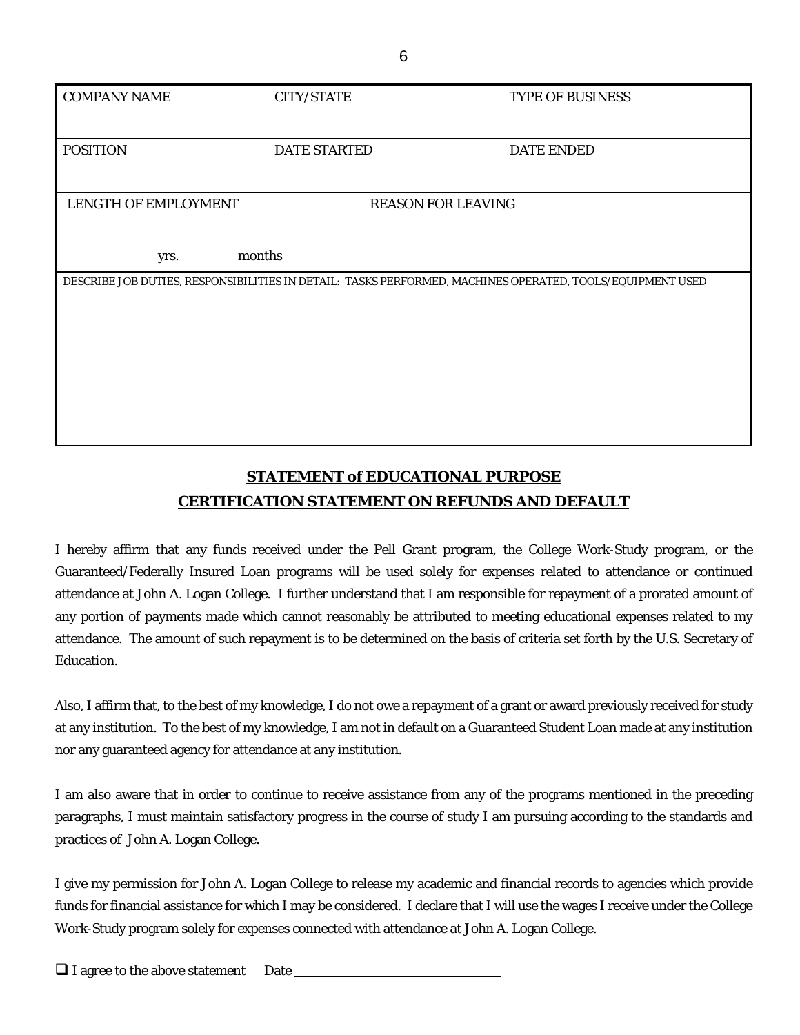| COMPANY NAME | CITY/STATE | TYPE OF BUSINESS |
|---|---|---|
| POSITION | DATE STARTED | DATE ENDED |
| LENGTH OF EMPLOYMENT<br><br>yrs. months | REASON FOR LEAVING | |
| DESCRIBE JOB DUTIES, RESPONSIBILITIES IN DETAIL: TASKS PERFORMED, MACHINES OPERATED, TOOLS/EQUIPMENT USED | | |

## STATEMENT of EDUCATIONAL PURPOSE
## CERTIFICATION STATEMENT ON REFUNDS AND DEFAULT

I hereby affirm that any funds received under the Pell Grant program, the College Work-Study program, or the Guaranteed/Federally Insured Loan programs will be used solely for expenses related to attendance or continued attendance at John A. Logan College. I further understand that I am responsible for repayment of a prorated amount of any portion of payments made which cannot reasonably be attributed to meeting educational expenses related to my attendance. The amount of such repayment is to be determined on the basis of criteria set forth by the U.S. Secretary of Education.

Also, I affirm that, to the best of my knowledge, I do not owe a repayment of a grant or award previously received for study at any institution. To the best of my knowledge, I am not in default on a Guaranteed Student Loan made at any institution nor any guaranteed agency for attendance at any institution.

I am also aware that in order to continue to receive assistance from any of the programs mentioned in the preceding paragraphs, I must maintain satisfactory progress in the course of study I am pursuing according to the standards and practices of John A. Logan College.

I give my permission for John A. Logan College to release my academic and financial records to agencies which provide funds for financial assistance for which I may be considered. I declare that I will use the wages I receive under the College Work-Study program solely for expenses connected with attendance at John A. Logan College.

☐ I agree to the above statement Date ______________________________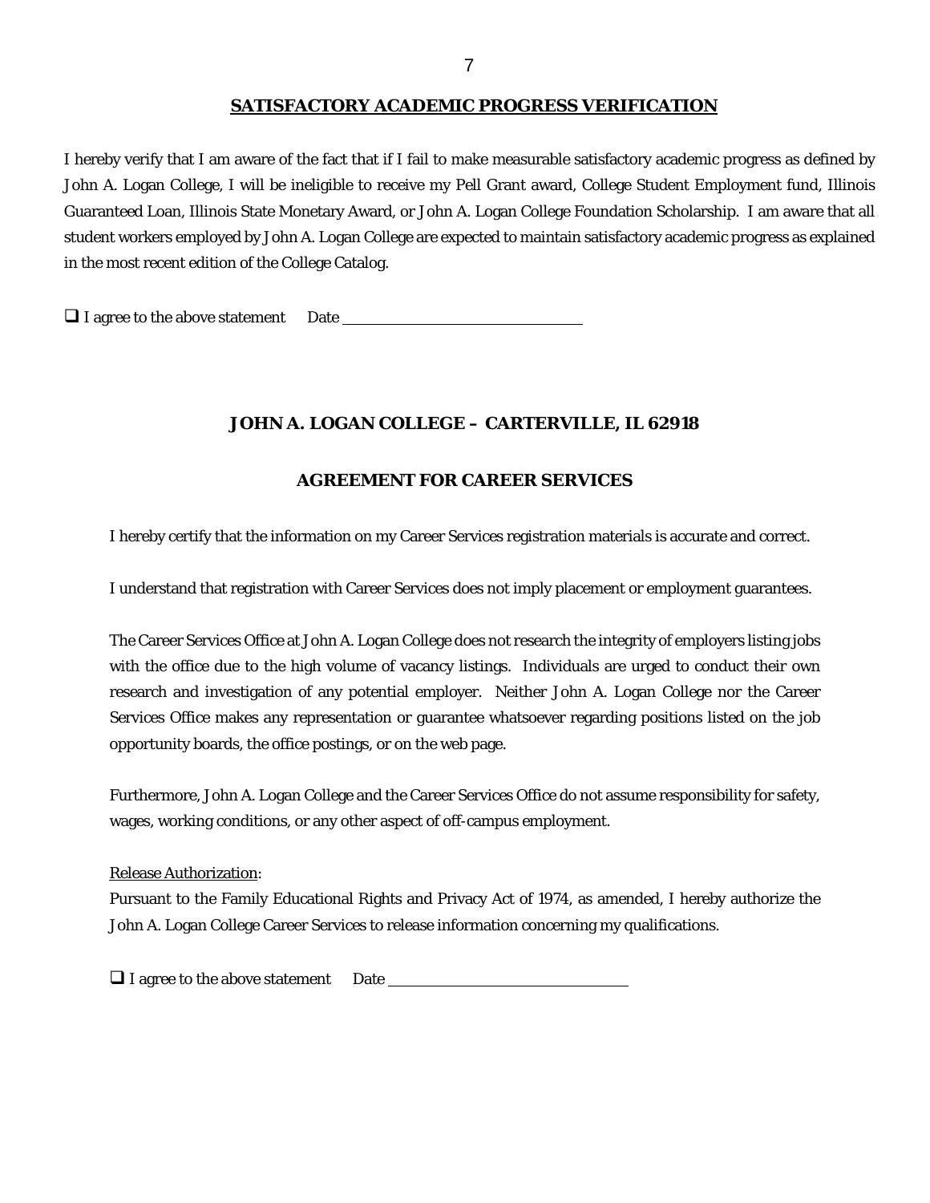## SATISFACTORY ACADEMIC PROGRESS VERIFICATION

I hereby verify that I am aware of the fact that if I fail to make measurable satisfactory academic progress as defined by John A. Logan College, I will be ineligible to receive my Pell Grant award, College Student Employment fund, Illinois Guaranteed Loan, Illinois State Monetary Award, or John A. Logan College Foundation Scholarship. I am aware that all student workers employed by John A. Logan College are expected to maintain satisfactory academic progress as explained in the most recent edition of the College Catalog.

❑ I agree to the above statement     Date ______________________________

## JOHN A. LOGAN COLLEGE – CARTERVILLE, IL 62918

## AGREEMENT FOR CAREER SERVICES

I hereby certify that the information on my Career Services registration materials is accurate and correct.

I understand that registration with Career Services does not imply placement or employment guarantees.

The Career Services Office at John A. Logan College does not research the integrity of employers listing jobs with the office due to the high volume of vacancy listings. Individuals are urged to conduct their own research and investigation of any potential employer. Neither John A. Logan College nor the Career Services Office makes any representation or guarantee whatsoever regarding positions listed on the job opportunity boards, the office postings, or on the web page.

Furthermore, John A. Logan College and the Career Services Office do not assume responsibility for safety, wages, working conditions, or any other aspect of off-campus employment.

Release Authorization:
Pursuant to the Family Educational Rights and Privacy Act of 1974, as amended, I hereby authorize the John A. Logan College Career Services to release information concerning my qualifications.

❑ I agree to the above statement     Date ______________________________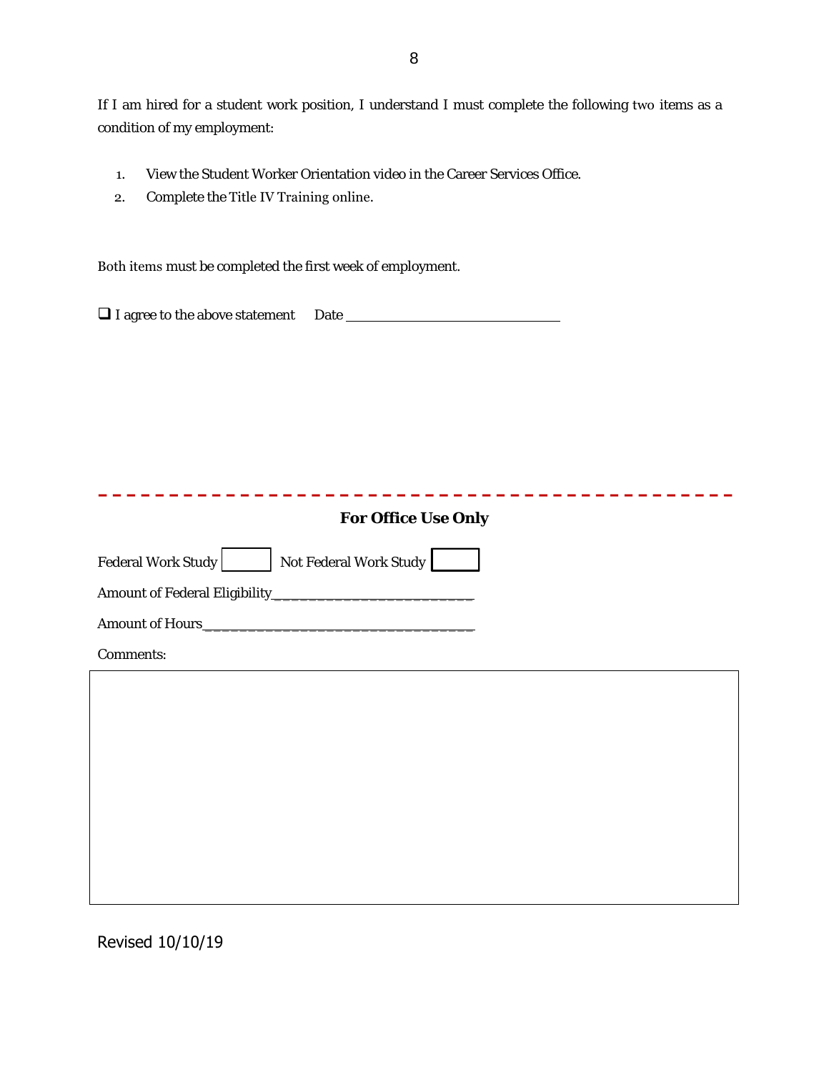If I am hired for a student work position, I understand I must complete the following two items as a condition of my employment:

1. View the Student Worker Orientation video in the Career Services Office.
2. Complete the Title IV Training online.

Both items must be completed the first week of employment.

☐ I agree to the above statement     Date ______________________________

---

**For Office Use Only**

Federal Work Study ☐     Not Federal Work Study ☐

Amount of Federal Eligibility________________________

Amount of Hours__________________________________

Comments:

Revised 10/10/19